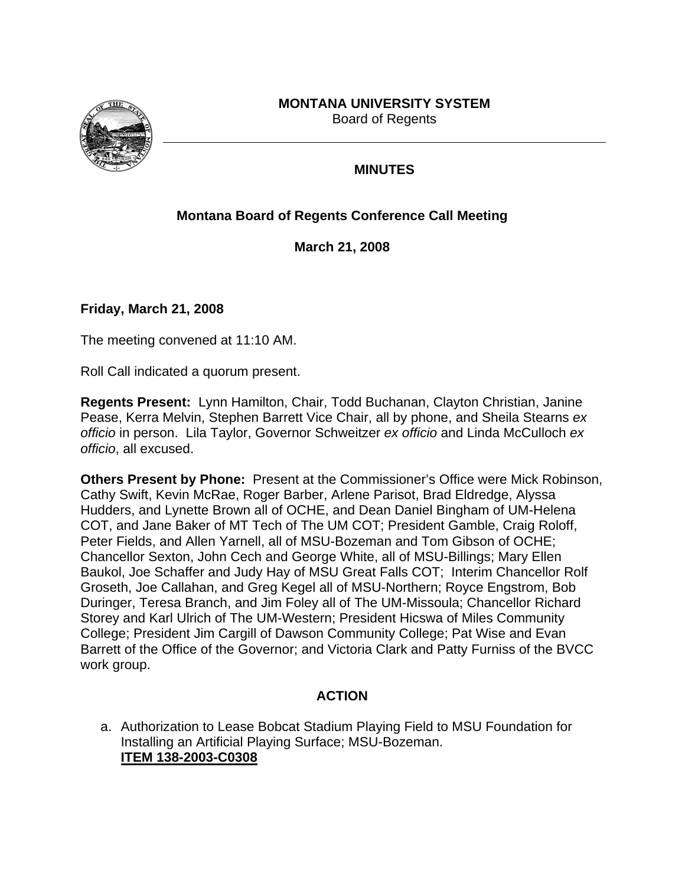**MONTANA UNIVERSITY SYSTEM**
Board of Regents

## MINUTES

### Montana Board of Regents Conference Call Meeting

**March 21, 2008**

**Friday, March 21, 2008**

The meeting convened at 11:10 AM.

Roll Call indicated a quorum present.

**Regents Present:** Lynn Hamilton, Chair, Todd Buchanan, Clayton Christian, Janine Pease, Kerra Melvin, Stephen Barrett Vice Chair, all by phone, and Sheila Stearns *ex officio* in person. Lila Taylor, Governor Schweitzer *ex officio* and Linda McCulloch *ex officio*, all excused.

**Others Present by Phone:** Present at the Commissioner's Office were Mick Robinson, Cathy Swift, Kevin McRae, Roger Barber, Arlene Parisot, Brad Eldredge, Alyssa Hudders, and Lynette Brown all of OCHE, and Dean Daniel Bingham of UM-Helena COT, and Jane Baker of MT Tech of The UM COT; President Gamble, Craig Roloff, Peter Fields, and Allen Yarnell, all of MSU-Bozeman and Tom Gibson of OCHE; Chancellor Sexton, John Cech and George White, all of MSU-Billings; Mary Ellen Baukol, Joe Schaffer and Judy Hay of MSU Great Falls COT; Interim Chancellor Rolf Groseth, Joe Callahan, and Greg Kegel all of MSU-Northern; Royce Engstrom, Bob Duringer, Teresa Branch, and Jim Foley all of The UM-Missoula; Chancellor Richard Storey and Karl Ulrich of The UM-Western; President Hicswa of Miles Community College; President Jim Cargill of Dawson Community College; Pat Wise and Evan Barrett of the Office of the Governor; and Victoria Clark and Patty Furniss of the BVCC work group.

## ACTION

a. Authorization to Lease Bobcat Stadium Playing Field to MSU Foundation for Installing an Artificial Playing Surface; MSU-Bozeman.
   **ITEM 138-2003-C0308**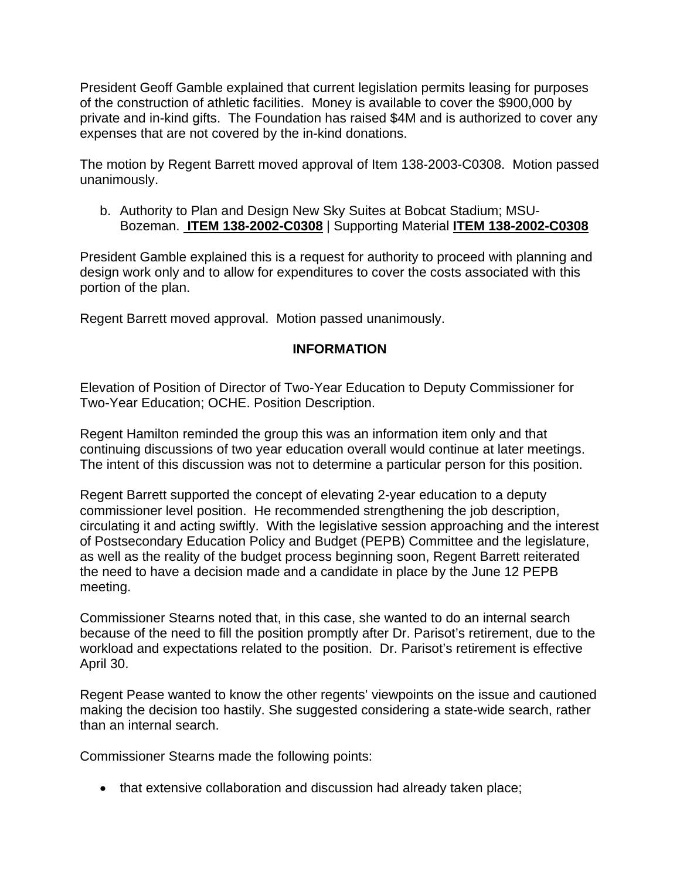President Geoff Gamble explained that current legislation permits leasing for purposes of the construction of athletic facilities. Money is available to cover the $900,000 by private and in-kind gifts. The Foundation has raised $4M and is authorized to cover any expenses that are not covered by the in-kind donations.

The motion by Regent Barrett moved approval of Item 138-2003-C0308. Motion passed unanimously.

b. Authority to Plan and Design New Sky Suites at Bobcat Stadium; MSU-Bozeman. **ITEM 138-2002-C0308** | Supporting Material **ITEM 138-2002-C0308**

President Gamble explained this is a request for authority to proceed with planning and design work only and to allow for expenditures to cover the costs associated with this portion of the plan.

Regent Barrett moved approval. Motion passed unanimously.

## INFORMATION

Elevation of Position of Director of Two-Year Education to Deputy Commissioner for Two-Year Education; OCHE. Position Description.

Regent Hamilton reminded the group this was an information item only and that continuing discussions of two year education overall would continue at later meetings. The intent of this discussion was not to determine a particular person for this position.

Regent Barrett supported the concept of elevating 2-year education to a deputy commissioner level position. He recommended strengthening the job description, circulating it and acting swiftly. With the legislative session approaching and the interest of Postsecondary Education Policy and Budget (PEPB) Committee and the legislature, as well as the reality of the budget process beginning soon, Regent Barrett reiterated the need to have a decision made and a candidate in place by the June 12 PEPB meeting.

Commissioner Stearns noted that, in this case, she wanted to do an internal search because of the need to fill the position promptly after Dr. Parisot's retirement, due to the workload and expectations related to the position. Dr. Parisot's retirement is effective April 30.

Regent Pease wanted to know the other regents' viewpoints on the issue and cautioned making the decision too hastily. She suggested considering a state-wide search, rather than an internal search.

Commissioner Stearns made the following points:

- that extensive collaboration and discussion had already taken place;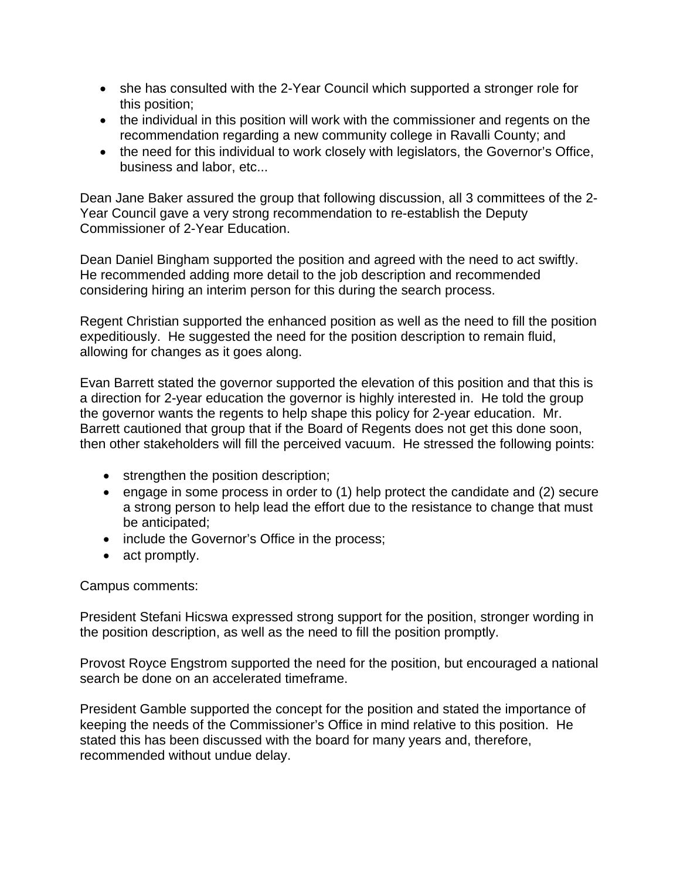- she has consulted with the 2-Year Council which supported a stronger role for this position;
- the individual in this position will work with the commissioner and regents on the recommendation regarding a new community college in Ravalli County; and
- the need for this individual to work closely with legislators, the Governor's Office, business and labor, etc...

Dean Jane Baker assured the group that following discussion, all 3 committees of the 2-Year Council gave a very strong recommendation to re-establish the Deputy Commissioner of 2-Year Education.

Dean Daniel Bingham supported the position and agreed with the need to act swiftly. He recommended adding more detail to the job description and recommended considering hiring an interim person for this during the search process.

Regent Christian supported the enhanced position as well as the need to fill the position expeditiously. He suggested the need for the position description to remain fluid, allowing for changes as it goes along.

Evan Barrett stated the governor supported the elevation of this position and that this is a direction for 2-year education the governor is highly interested in. He told the group the governor wants the regents to help shape this policy for 2-year education. Mr. Barrett cautioned that group that if the Board of Regents does not get this done soon, then other stakeholders will fill the perceived vacuum. He stressed the following points:

- strengthen the position description;
- engage in some process in order to (1) help protect the candidate and (2) secure a strong person to help lead the effort due to the resistance to change that must be anticipated;
- include the Governor's Office in the process;
- act promptly.

Campus comments:

President Stefani Hicswa expressed strong support for the position, stronger wording in the position description, as well as the need to fill the position promptly.

Provost Royce Engstrom supported the need for the position, but encouraged a national search be done on an accelerated timeframe.

President Gamble supported the concept for the position and stated the importance of keeping the needs of the Commissioner's Office in mind relative to this position. He stated this has been discussed with the board for many years and, therefore, recommended without undue delay.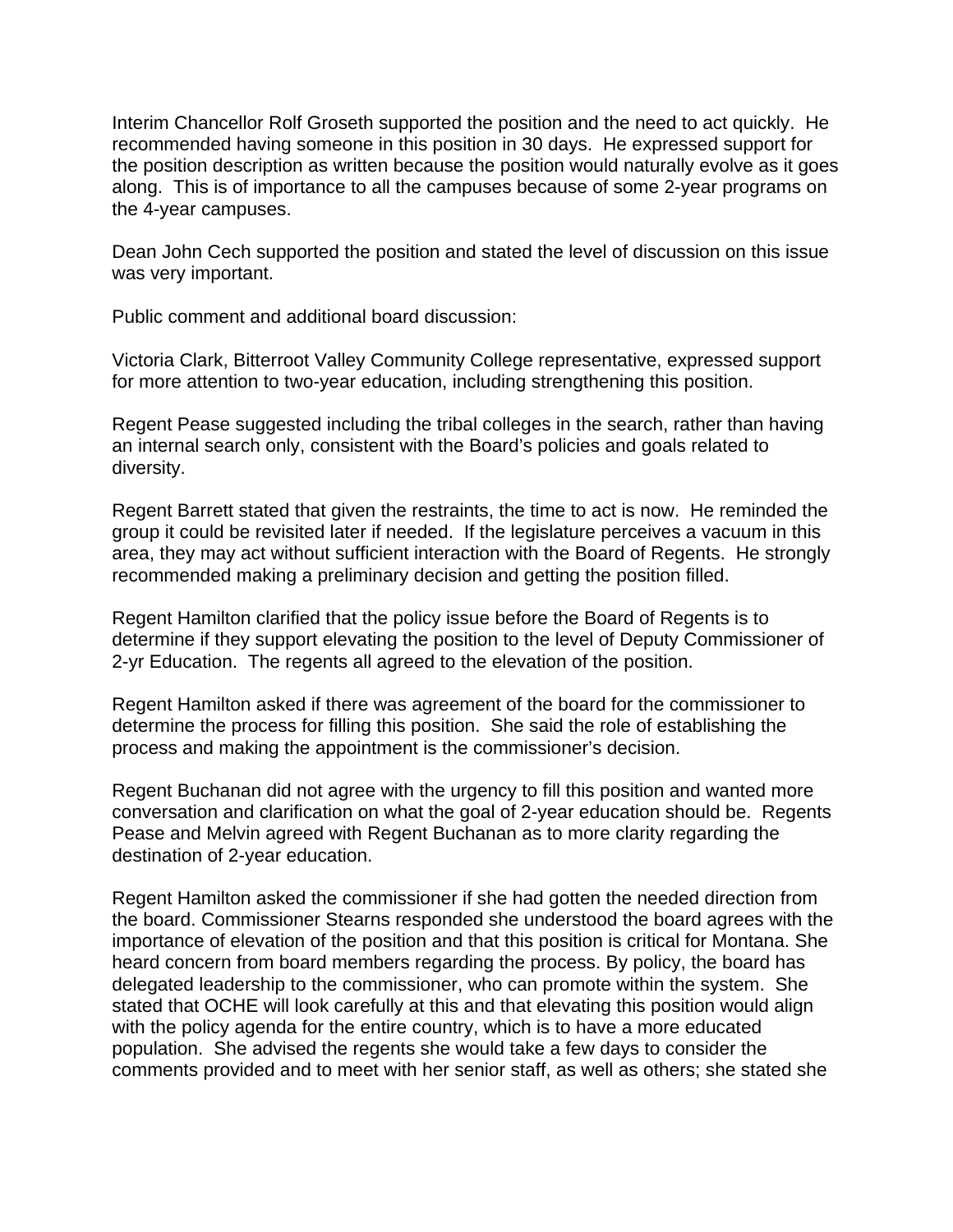Interim Chancellor Rolf Groseth supported the position and the need to act quickly. He recommended having someone in this position in 30 days. He expressed support for the position description as written because the position would naturally evolve as it goes along. This is of importance to all the campuses because of some 2-year programs on the 4-year campuses.

Dean John Cech supported the position and stated the level of discussion on this issue was very important.

Public comment and additional board discussion:

Victoria Clark, Bitterroot Valley Community College representative, expressed support for more attention to two-year education, including strengthening this position.

Regent Pease suggested including the tribal colleges in the search, rather than having an internal search only, consistent with the Board's policies and goals related to diversity.

Regent Barrett stated that given the restraints, the time to act is now. He reminded the group it could be revisited later if needed. If the legislature perceives a vacuum in this area, they may act without sufficient interaction with the Board of Regents. He strongly recommended making a preliminary decision and getting the position filled.

Regent Hamilton clarified that the policy issue before the Board of Regents is to determine if they support elevating the position to the level of Deputy Commissioner of 2-yr Education. The regents all agreed to the elevation of the position.

Regent Hamilton asked if there was agreement of the board for the commissioner to determine the process for filling this position. She said the role of establishing the process and making the appointment is the commissioner's decision.

Regent Buchanan did not agree with the urgency to fill this position and wanted more conversation and clarification on what the goal of 2-year education should be. Regents Pease and Melvin agreed with Regent Buchanan as to more clarity regarding the destination of 2-year education.

Regent Hamilton asked the commissioner if she had gotten the needed direction from the board. Commissioner Stearns responded she understood the board agrees with the importance of elevation of the position and that this position is critical for Montana. She heard concern from board members regarding the process. By policy, the board has delegated leadership to the commissioner, who can promote within the system. She stated that OCHE will look carefully at this and that elevating this position would align with the policy agenda for the entire country, which is to have a more educated population. She advised the regents she would take a few days to consider the comments provided and to meet with her senior staff, as well as others; she stated she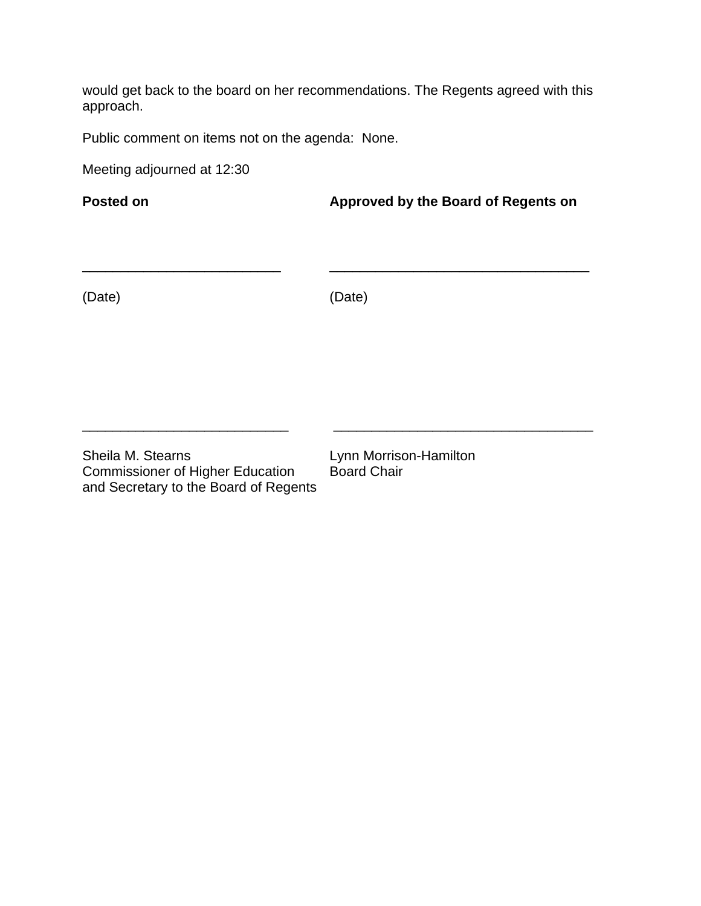would get back to the board on her recommendations. The Regents agreed with this approach.

Public comment on items not on the agenda: None.

Meeting adjourned at 12:30

| **Posted on** | **Approved by the Board of Regents on** |
| --- | --- |
| ___________________________ | ___________________________________ |
| (Date) | (Date) |
| ___________________________ | ___________________________________ |
| Sheila M. Stearns<br>Commissioner of Higher Education<br>and Secretary to the Board of Regents | Lynn Morrison-Hamilton<br>Board Chair |